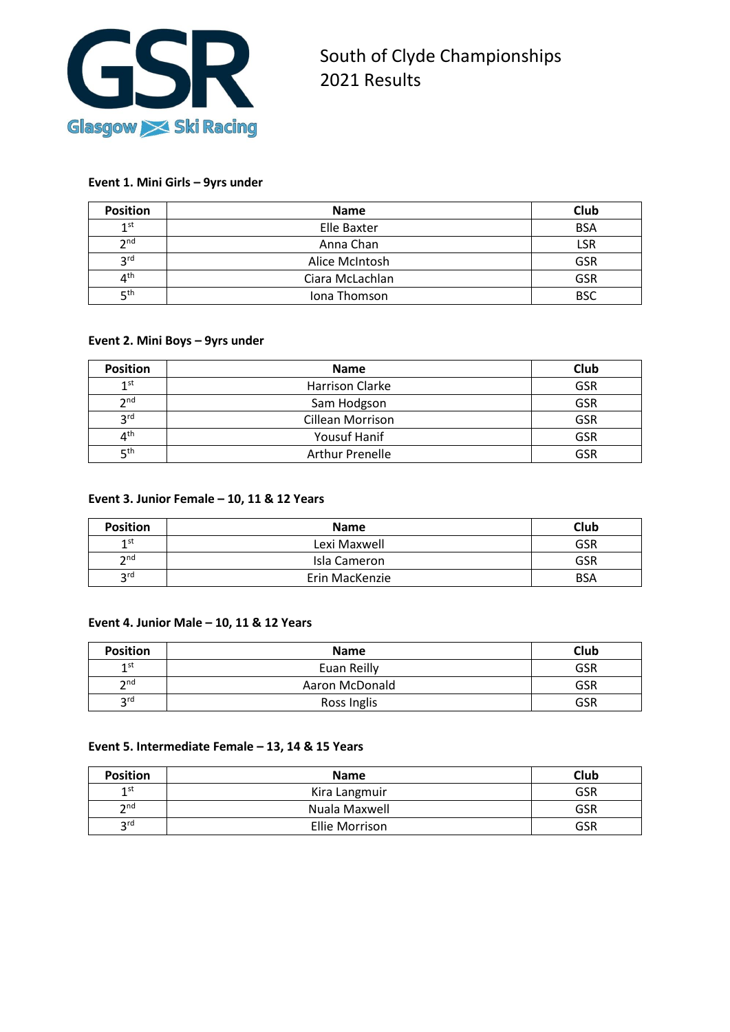# South of Clyde Championships 2021 Results

**Event 1. Mini Girls – 9yrs under**

| Position | Name | Club |
|---|---|---|
| 1st | Elle Baxter | BSA |
| 2nd | Anna Chan | LSR |
| 3rd | Alice McIntosh | GSR |
| 4th | Ciara McLachlan | GSR |
| 5th | Iona Thomson | BSC |

**Event 2. Mini Boys – 9yrs under**

| Position | Name | Club |
|---|---|---|
| 1st | Harrison Clarke | GSR |
| 2nd | Sam Hodgson | GSR |
| 3rd | Cillean Morrison | GSR |
| 4th | Yousuf Hanif | GSR |
| 5th | Arthur Prenelle | GSR |

**Event 3. Junior Female – 10, 11 & 12 Years**

| Position | Name | Club |
|---|---|---|
| 1st | Lexi Maxwell | GSR |
| 2nd | Isla Cameron | GSR |
| 3rd | Erin MacKenzie | BSA |

**Event 4. Junior Male – 10, 11 & 12 Years**

| Position | Name | Club |
|---|---|---|
| 1st | Euan Reilly | GSR |
| 2nd | Aaron McDonald | GSR |
| 3rd | Ross Inglis | GSR |

**Event 5. Intermediate Female – 13, 14 & 15 Years**

| Position | Name | Club |
|---|---|---|
| 1st | Kira Langmuir | GSR |
| 2nd | Nuala Maxwell | GSR |
| 3rd | Ellie Morrison | GSR |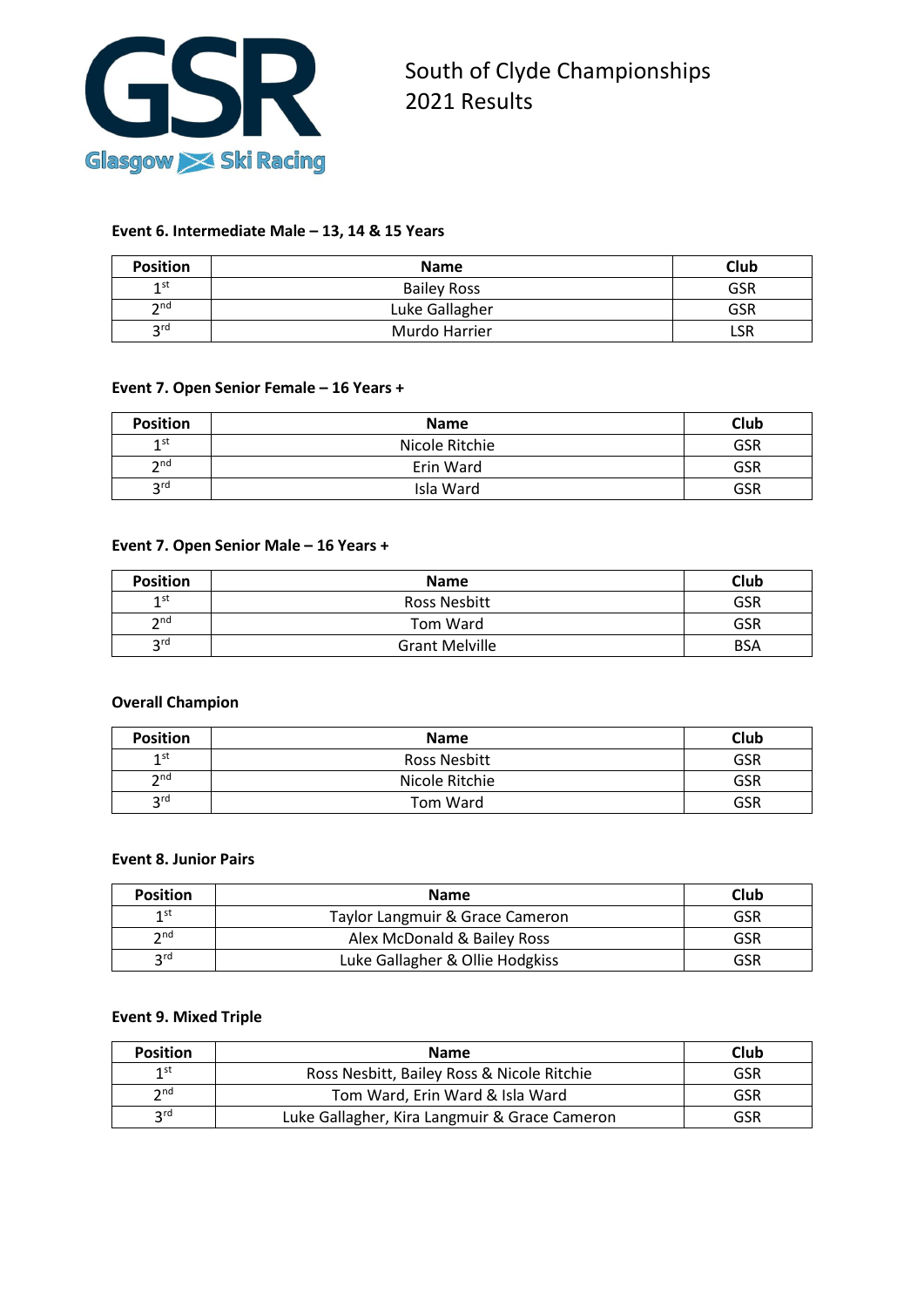South of Clyde Championships
2021 Results

**Event 6. Intermediate Male – 13, 14 & 15 Years**

| Position | Name | Club |
|---|---|---|
| 1st | Bailey Ross | GSR |
| 2nd | Luke Gallagher | GSR |
| 3rd | Murdo Harrier | LSR |

**Event 7. Open Senior Female – 16 Years +**

| Position | Name | Club |
|---|---|---|
| 1st | Nicole Ritchie | GSR |
| 2nd | Erin Ward | GSR |
| 3rd | Isla Ward | GSR |

**Event 7. Open Senior Male – 16 Years +**

| Position | Name | Club |
|---|---|---|
| 1st | Ross Nesbitt | GSR |
| 2nd | Tom Ward | GSR |
| 3rd | Grant Melville | BSA |

**Overall Champion**

| Position | Name | Club |
|---|---|---|
| 1st | Ross Nesbitt | GSR |
| 2nd | Nicole Ritchie | GSR |
| 3rd | Tom Ward | GSR |

**Event 8. Junior Pairs**

| Position | Name | Club |
|---|---|---|
| 1st | Taylor Langmuir & Grace Cameron | GSR |
| 2nd | Alex McDonald & Bailey Ross | GSR |
| 3rd | Luke Gallagher & Ollie Hodgkiss | GSR |

**Event 9. Mixed Triple**

| Position | Name | Club |
|---|---|---|
| 1st | Ross Nesbitt, Bailey Ross & Nicole Ritchie | GSR |
| 2nd | Tom Ward, Erin Ward & Isla Ward | GSR |
| 3rd | Luke Gallagher, Kira Langmuir & Grace Cameron | GSR |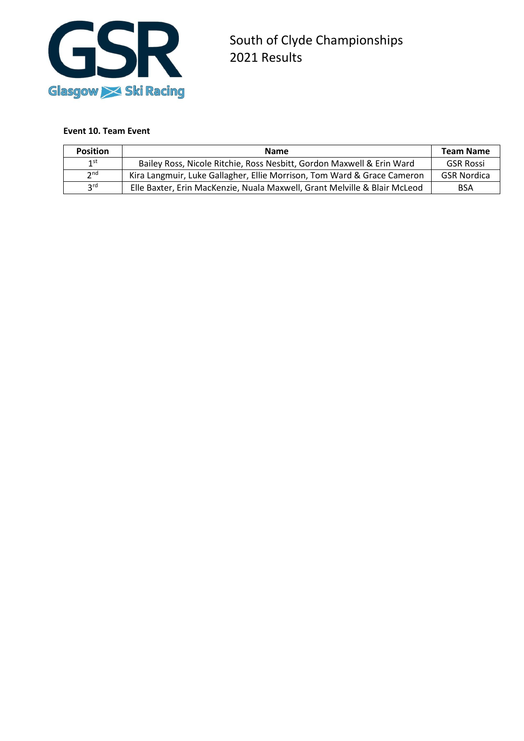South of Clyde Championships
2021 Results

**Event 10. Team Event**

| Position | Name | Team Name |
|---|---|---|
| 1st | Bailey Ross, Nicole Ritchie, Ross Nesbitt, Gordon Maxwell & Erin Ward | GSR Rossi |
| 2nd | Kira Langmuir, Luke Gallagher, Ellie Morrison, Tom Ward & Grace Cameron | GSR Nordica |
| 3rd | Elle Baxter, Erin MacKenzie, Nuala Maxwell, Grant Melville & Blair McLeod | BSA |